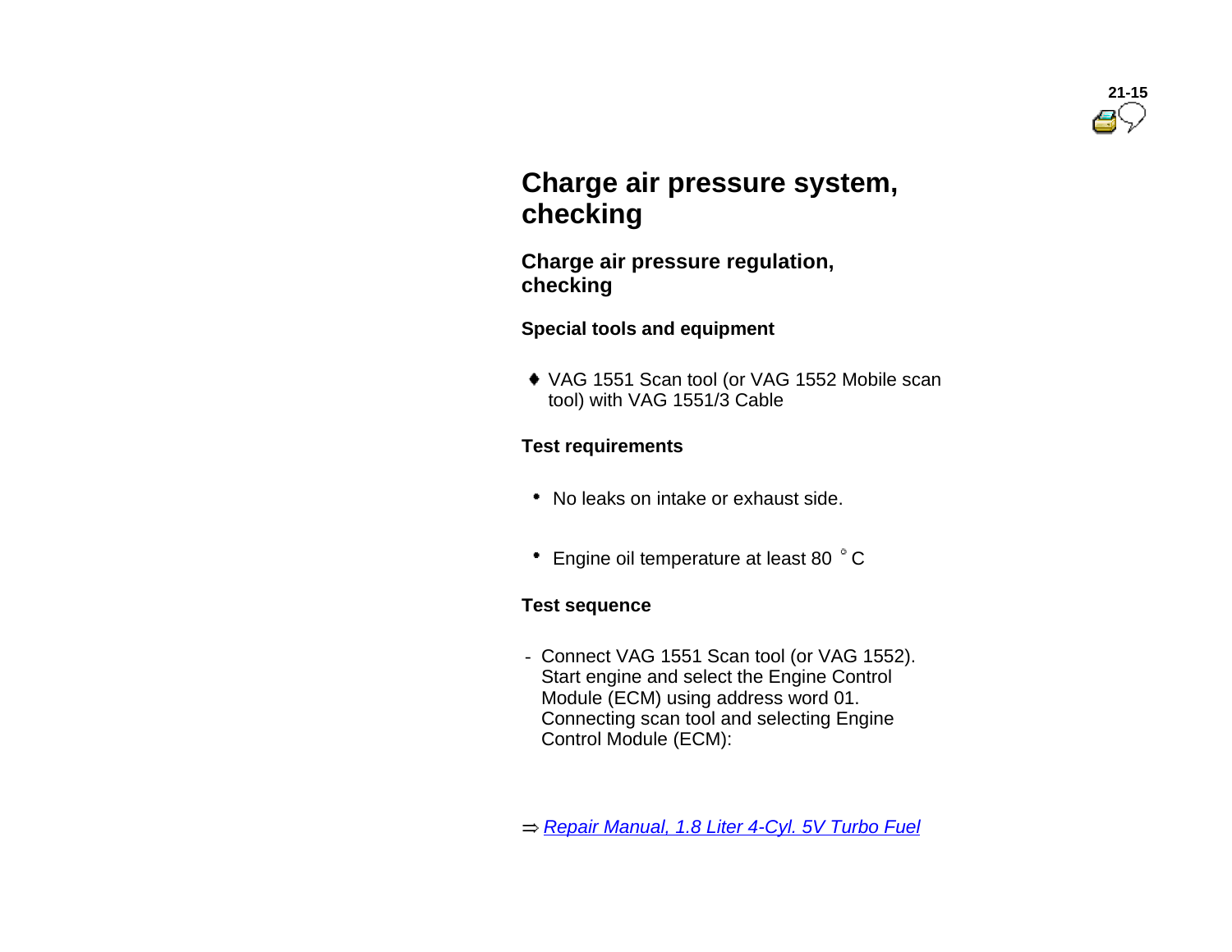# Charge air pressure system, checking

## Charge air pressure regulation, checking

### Special tools and equipment

- VAG 1551 Scan tool (or VAG 1552 Mobile scan tool) with VAG 1551/3 Cable

### Test requirements

- No leaks on intake or exhaust side.
- Engine oil temperature at least 80 °C

### Test sequence

- Connect VAG 1551 Scan tool (or VAG 1552). Start engine and select the Engine Control Module (ECM) using address word 01. Connecting scan tool and selecting Engine Control Module (ECM):

⇒ *Repair Manual, 1.8 Liter 4-Cyl. 5V Turbo Fuel*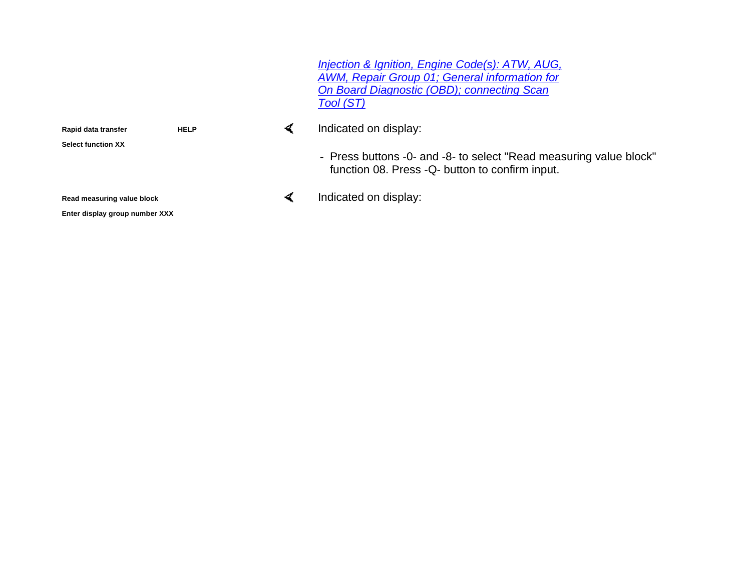*Injection & Ignition, Engine Code(s): ATW, AUG, AWM, Repair Group 01; General information for On Board Diagnostic (OBD); connecting Scan Tool (ST)*

| | |
|---|---|
| **Rapid data transfer HELP**<br>**Select function XX** | Indicated on display:<br>- Press buttons -0- and -8- to select "Read measuring value block" function 08. Press -Q- button to confirm input. |
| **Read measuring value block**<br>**Enter display group number XXX** | Indicated on display: |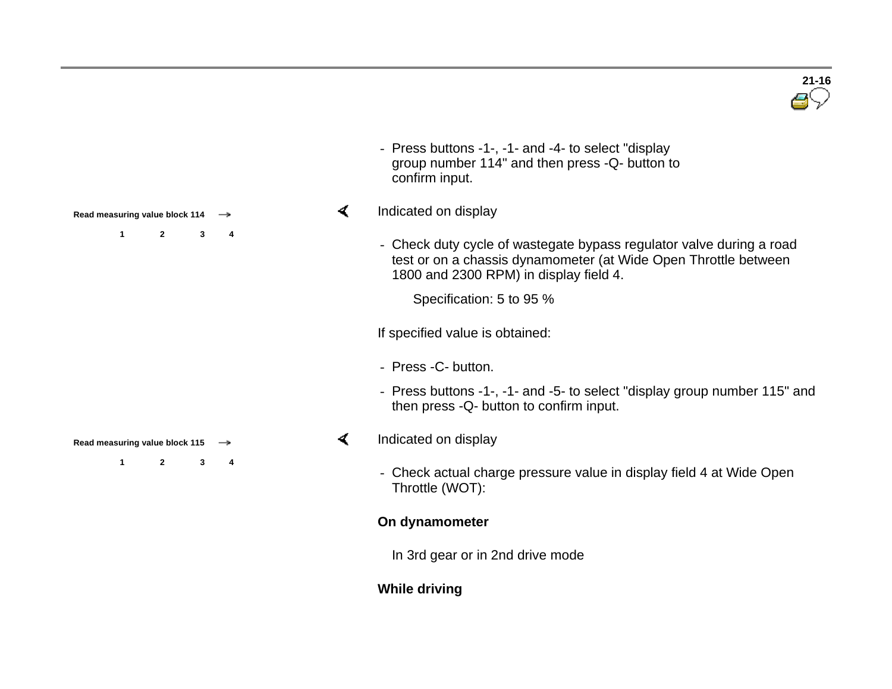- Press buttons -1-, -1- and -4- to select "display group number 114" and then press -Q- button to confirm input.

| Read measuring value block 114 | → | | |
|---|---|---|---|
| 1 | 2 | 3 | 4 |

Indicated on display

- Check duty cycle of wastegate bypass regulator valve during a road test or on a chassis dynamometer (at Wide Open Throttle between 1800 and 2300 RPM) in display field 4.

  Specification: 5 to 95 %

If specified value is obtained:

- Press -C- button.
- Press buttons -1-, -1- and -5- to select "display group number 115" and then press -Q- button to confirm input.

| Read measuring value block 115 | → | | |
|---|---|---|---|
| 1 | 2 | 3 | 4 |

Indicated on display

- Check actual charge pressure value in display field 4 at Wide Open Throttle (WOT):

**On dynamometer**

In 3rd gear or in 2nd drive mode

**While driving**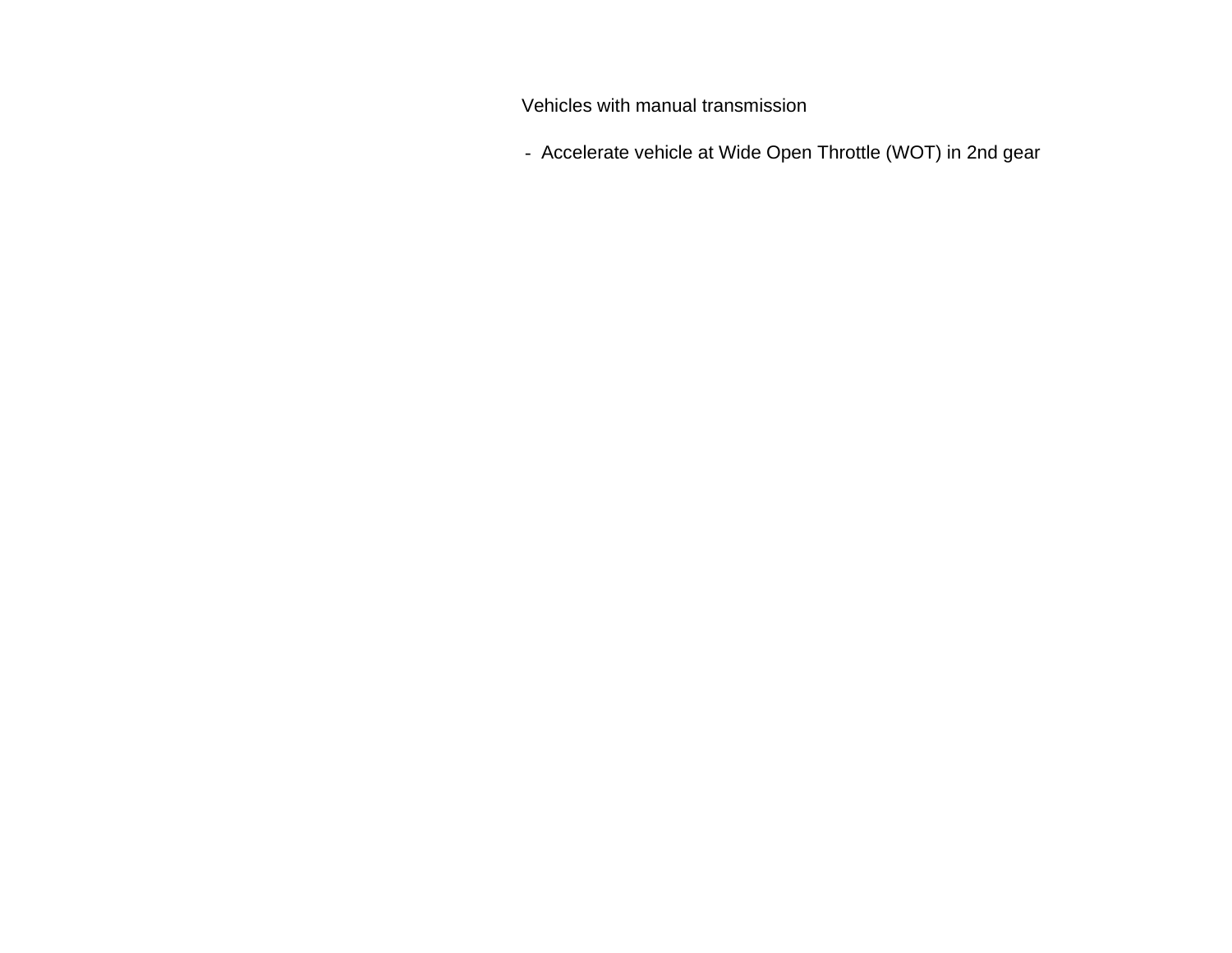Vehicles with manual transmission

- Accelerate vehicle at Wide Open Throttle (WOT) in 2nd gear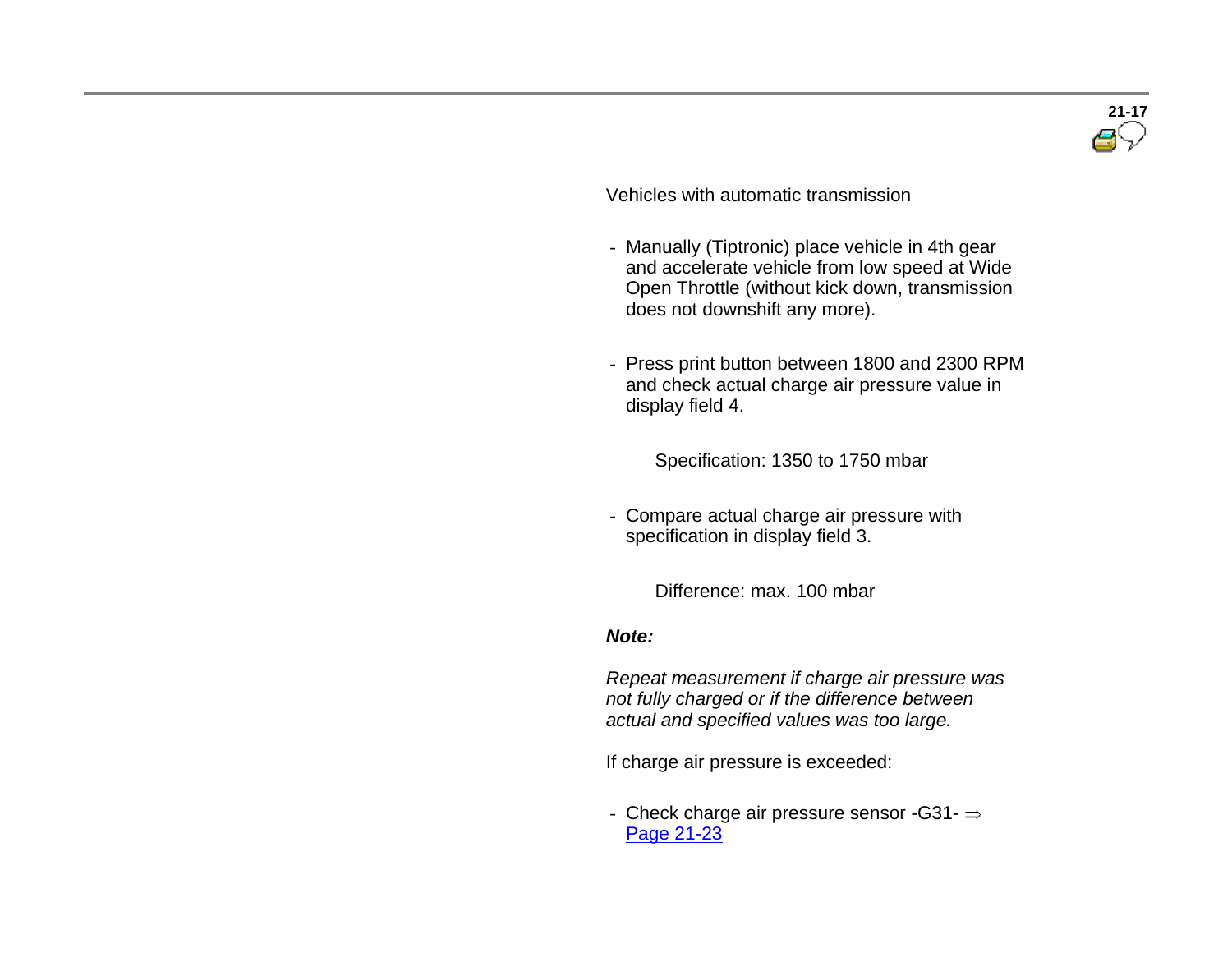Vehicles with automatic transmission

- Manually (Tiptronic) place vehicle in 4th gear and accelerate vehicle from low speed at Wide Open Throttle (without kick down, transmission does not downshift any more).

- Press print button between 1800 and 2300 RPM and check actual charge air pressure value in display field 4.

  Specification: 1350 to 1750 mbar

- Compare actual charge air pressure with specification in display field 3.

  Difference: max. 100 mbar

***Note:***

*Repeat measurement if charge air pressure was not fully charged or if the difference between actual and specified values was too large.*

If charge air pressure is exceeded:

- Check charge air pressure sensor -G31- ⇒ Page 21-23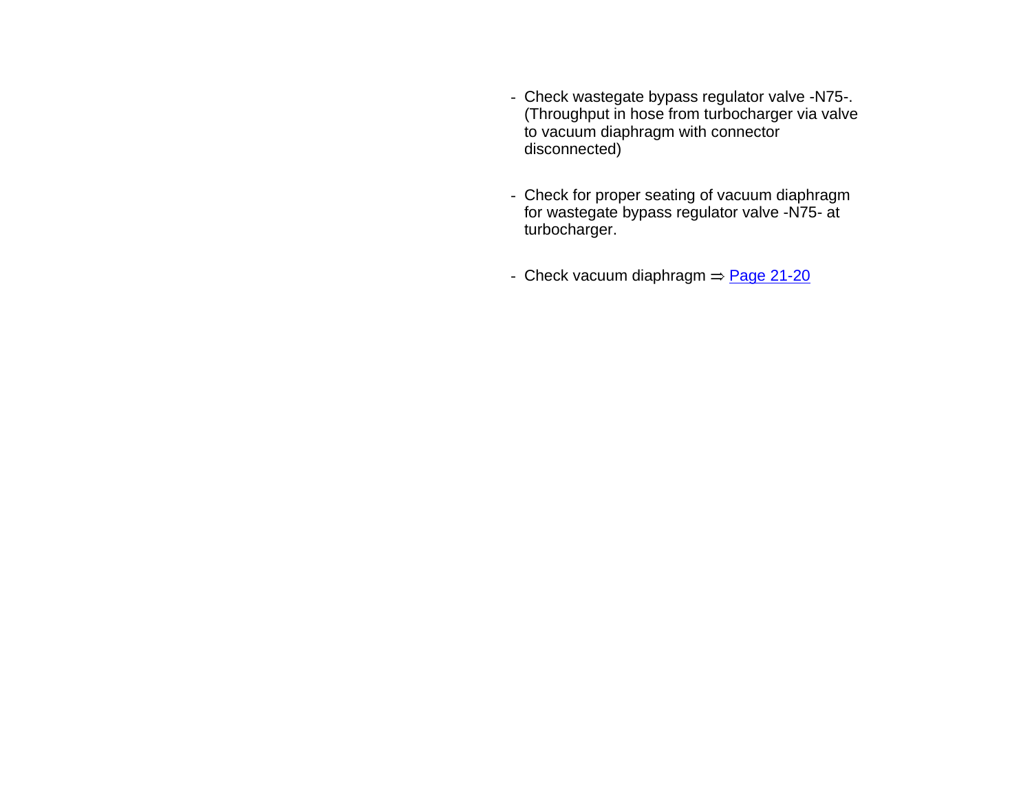- Check wastegate bypass regulator valve -N75-. (Throughput in hose from turbocharger via valve to vacuum diaphragm with connector disconnected)

- Check for proper seating of vacuum diaphragm for wastegate bypass regulator valve -N75- at turbocharger.

- Check vacuum diaphragm ⇒ Page 21-20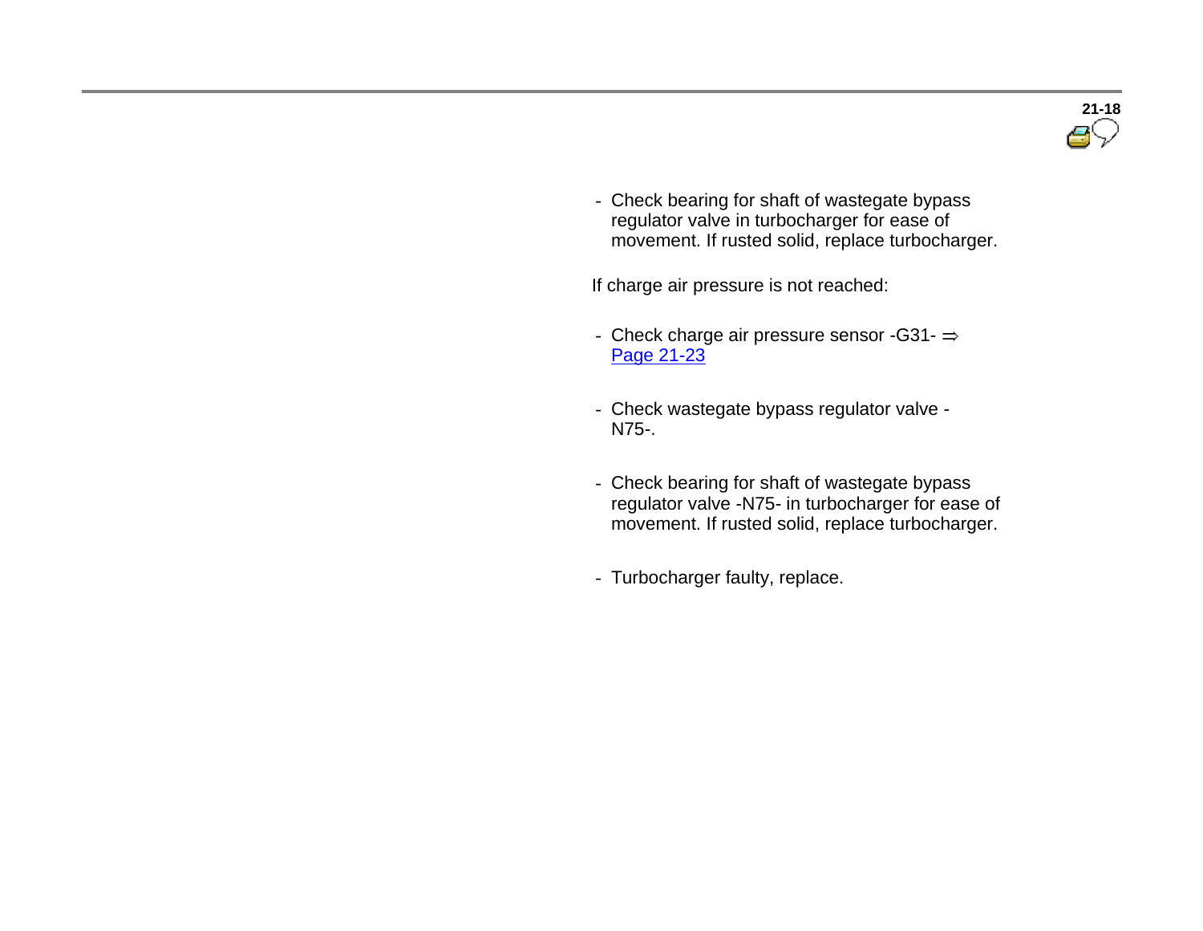- Check bearing for shaft of wastegate bypass regulator valve in turbocharger for ease of movement. If rusted solid, replace turbocharger.

If charge air pressure is not reached:

- Check charge air pressure sensor -G31- ⇒ Page 21-23
- Check wastegate bypass regulator valve -N75-.
- Check bearing for shaft of wastegate bypass regulator valve -N75- in turbocharger for ease of movement. If rusted solid, replace turbocharger.
- Turbocharger faulty, replace.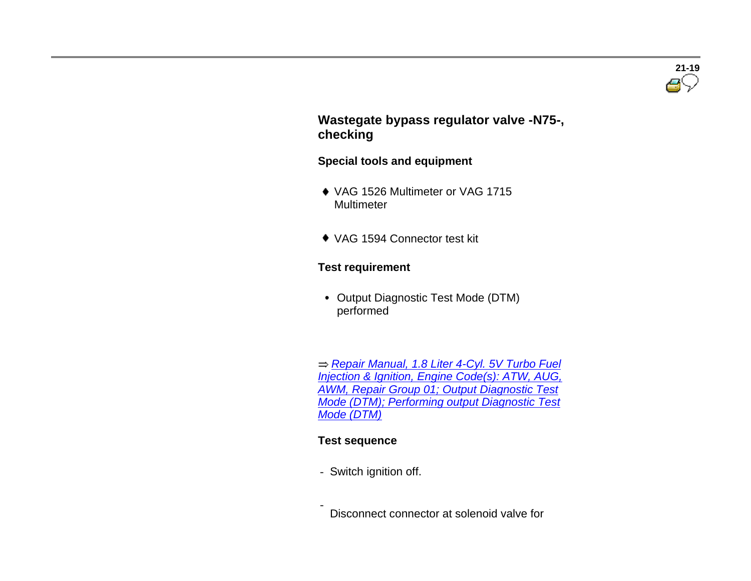## Wastegate bypass regulator valve -N75-, checking

### Special tools and equipment

- VAG 1526 Multimeter or VAG 1715 Multimeter
- VAG 1594 Connector test kit

### Test requirement

- Output Diagnostic Test Mode (DTM) performed

⇒ *Repair Manual, 1.8 Liter 4-Cyl. 5V Turbo Fuel Injection & Ignition, Engine Code(s): ATW, AUG, AWM, Repair Group 01; Output Diagnostic Test Mode (DTM); Performing output Diagnostic Test Mode (DTM)*

### Test sequence

- Switch ignition off.
- Disconnect connector at solenoid valve for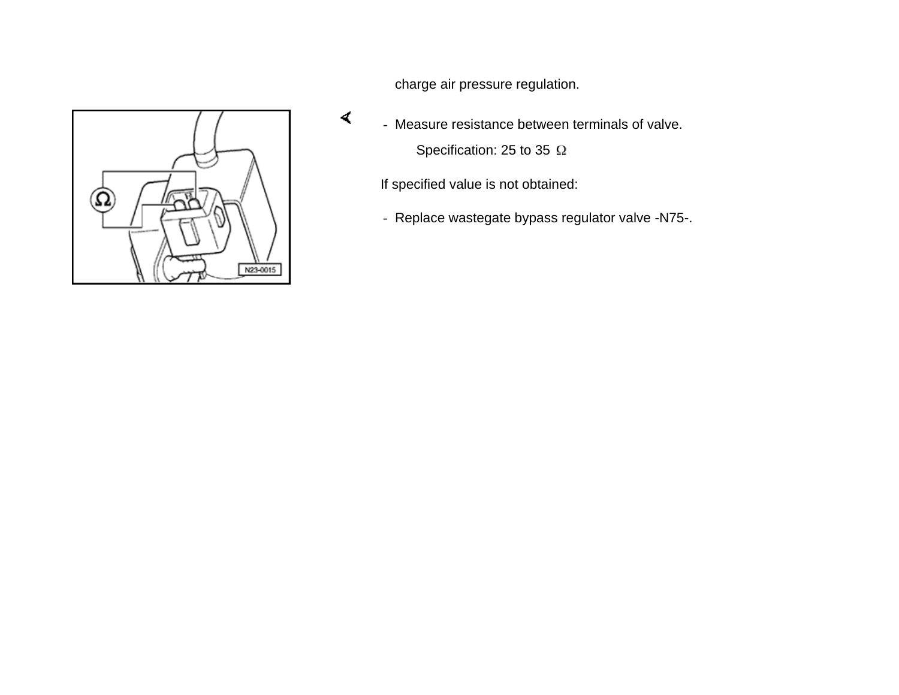charge air pressure regulation.

- Measure resistance between terminals of valve.

  Specification: 25 to 35 Ω

If specified value is not obtained:

- Replace wastegate bypass regulator valve -N75-.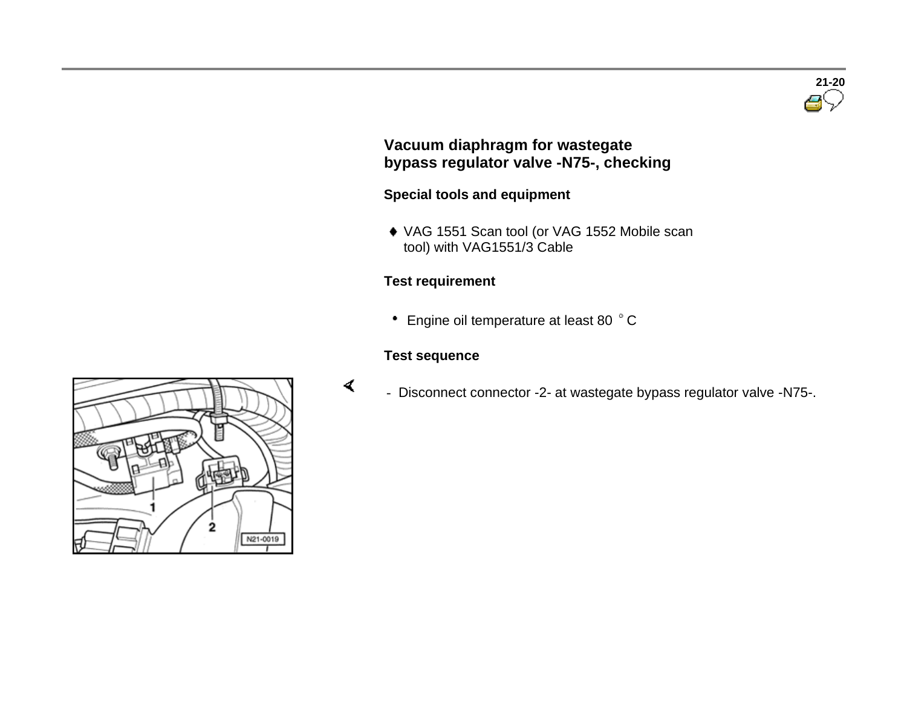## Vacuum diaphragm for wastegate bypass regulator valve -N75-, checking

### Special tools and equipment

- VAG 1551 Scan tool (or VAG 1552 Mobile scan tool) with VAG1551/3 Cable

### Test requirement

- Engine oil temperature at least 80 °C

### Test sequence

- Disconnect connector -2- at wastegate bypass regulator valve -N75-.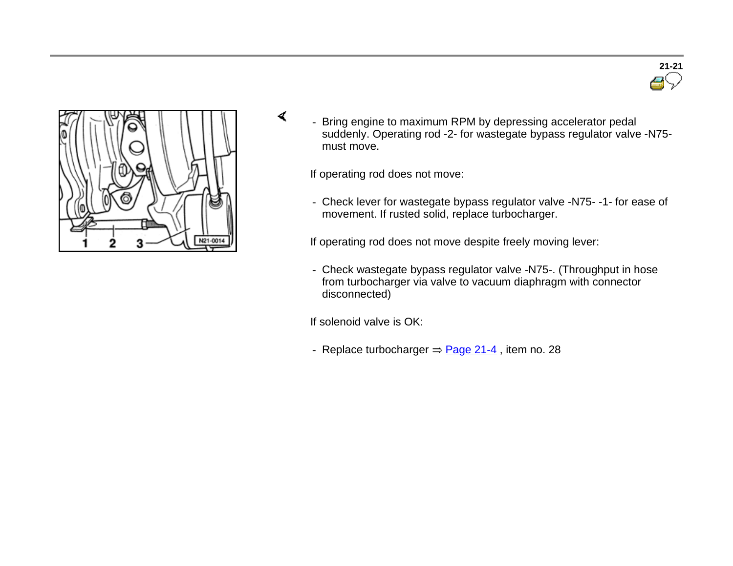- Bring engine to maximum RPM by depressing accelerator pedal suddenly. Operating rod -2- for wastegate bypass regulator valve -N75- must move.

If operating rod does not move:

- Check lever for wastegate bypass regulator valve -N75- -1- for ease of movement. If rusted solid, replace turbocharger.

If operating rod does not move despite freely moving lever:

- Check wastegate bypass regulator valve -N75-. (Throughput in hose from turbocharger via valve to vacuum diaphragm with connector disconnected)

If solenoid valve is OK:

- Replace turbocharger ⇒ Page 21-4 , item no. 28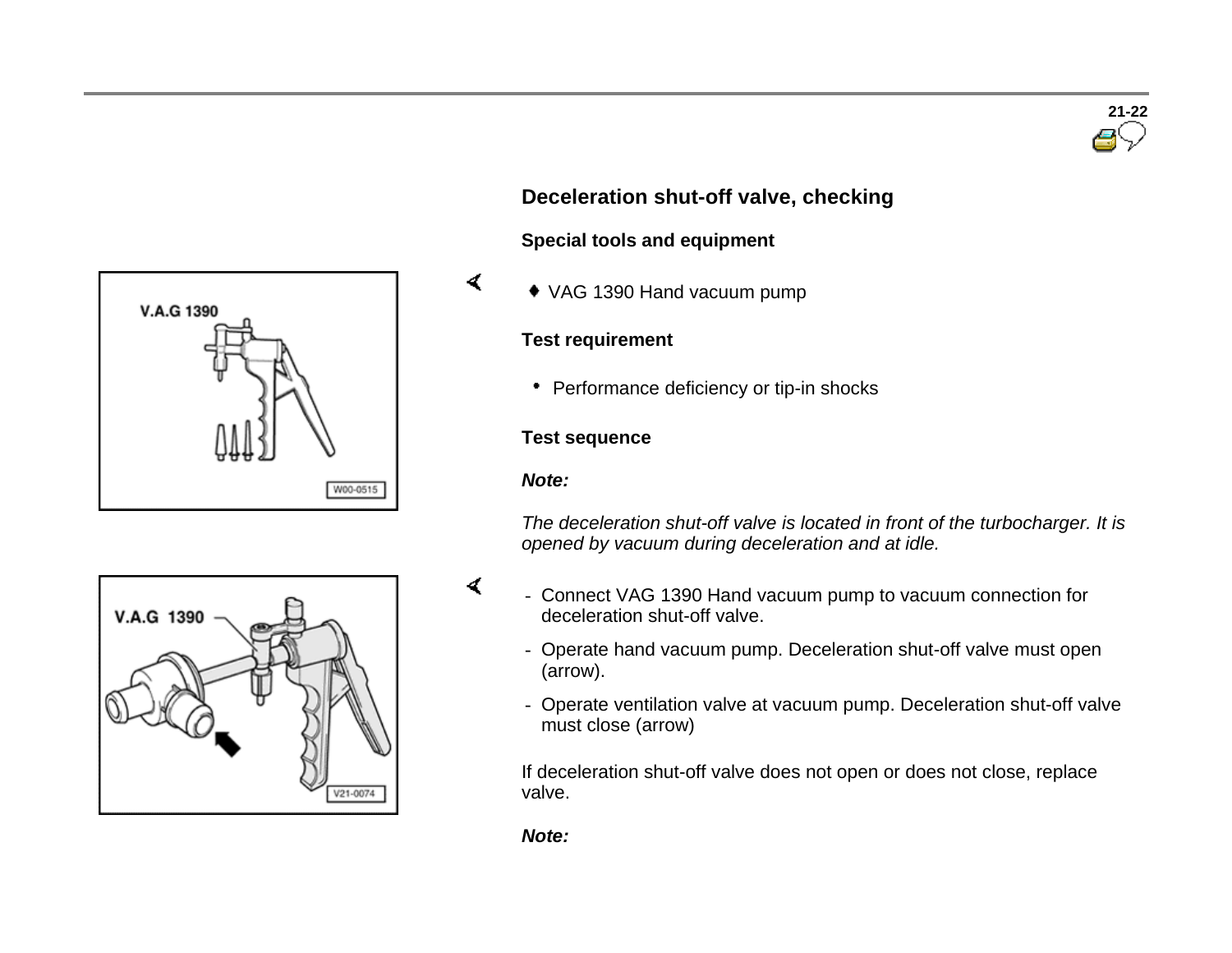## Deceleration shut-off valve, checking

**Special tools and equipment**

- VAG 1390 Hand vacuum pump

**Test requirement**

- Performance deficiency or tip-in shocks

**Test sequence**

***Note:***

*The deceleration shut-off valve is located in front of the turbocharger. It is opened by vacuum during deceleration and at idle.*

- Connect VAG 1390 Hand vacuum pump to vacuum connection for deceleration shut-off valve.
- Operate hand vacuum pump. Deceleration shut-off valve must open (arrow).
- Operate ventilation valve at vacuum pump. Deceleration shut-off valve must close (arrow)

If deceleration shut-off valve does not open or does not close, replace valve.

***Note:***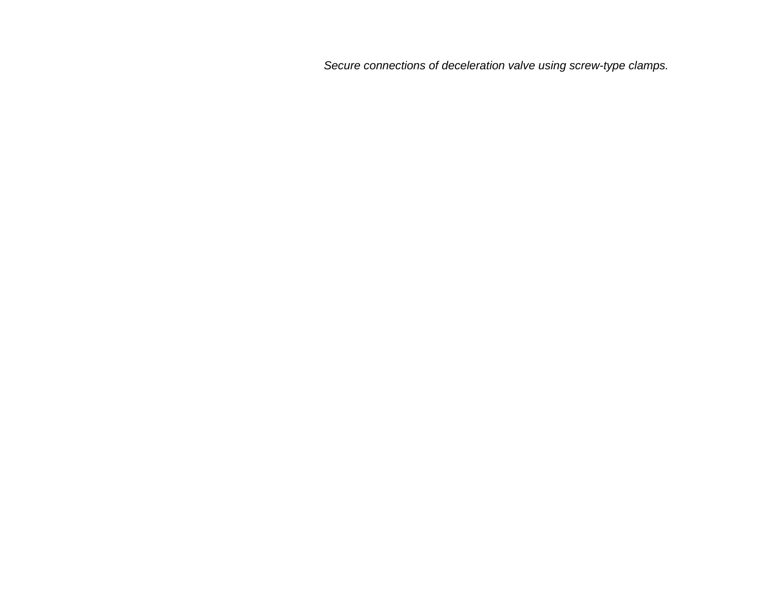*Secure connections of deceleration valve using screw-type clamps.*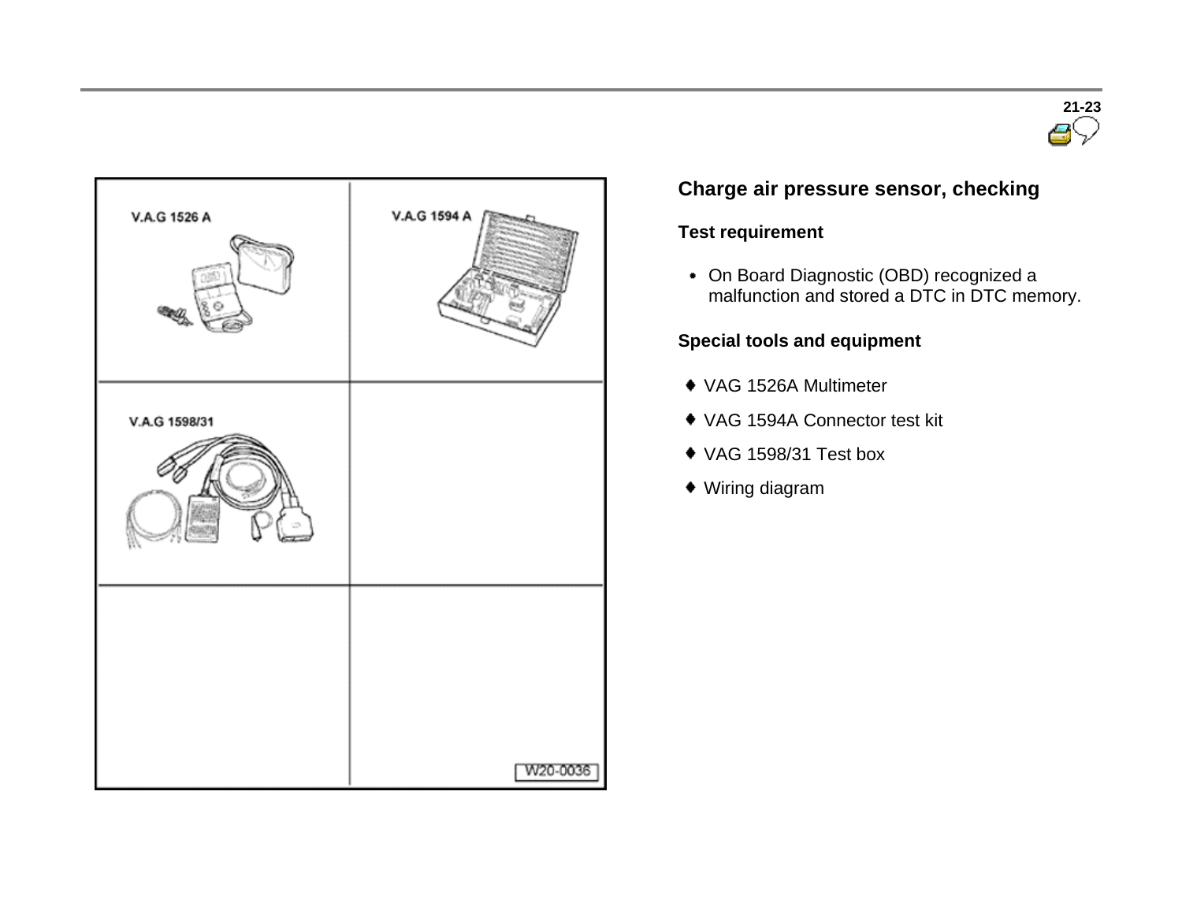## Charge air pressure sensor, checking

### Test requirement

- On Board Diagnostic (OBD) recognized a malfunction and stored a DTC in DTC memory.

### Special tools and equipment

- VAG 1526A Multimeter
- VAG 1594A Connector test kit
- VAG 1598/31 Test box
- Wiring diagram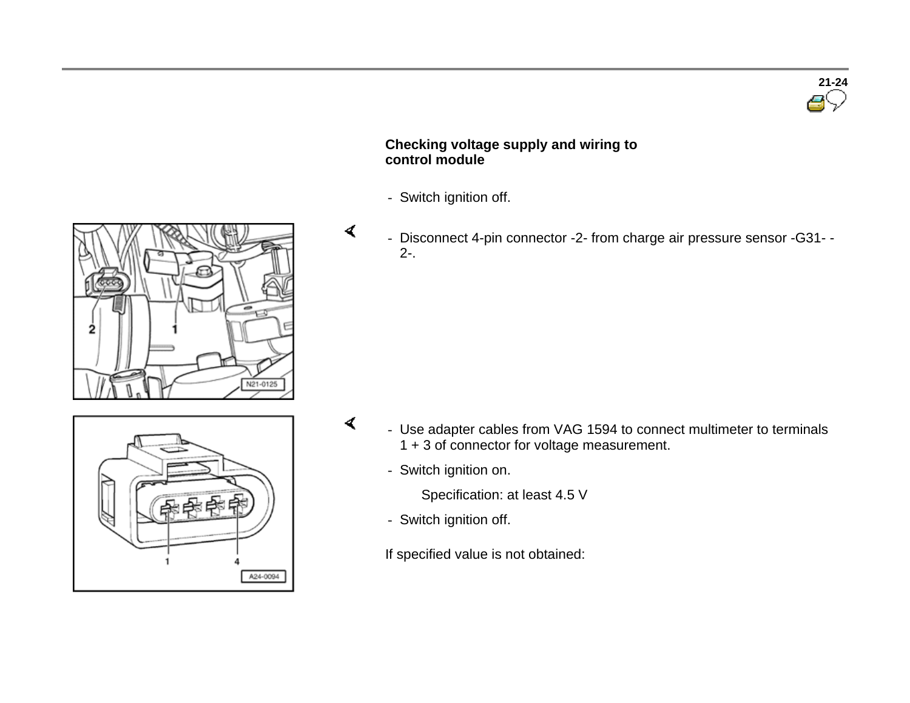## Checking voltage supply and wiring to control module

- Switch ignition off.

- Disconnect 4-pin connector -2- from charge air pressure sensor -G31- -2-.

- Use adapter cables from VAG 1594 to connect multimeter to terminals 1 + 3 of connector for voltage measurement.
- Switch ignition on.

  Specification: at least 4.5 V

- Switch ignition off.

If specified value is not obtained: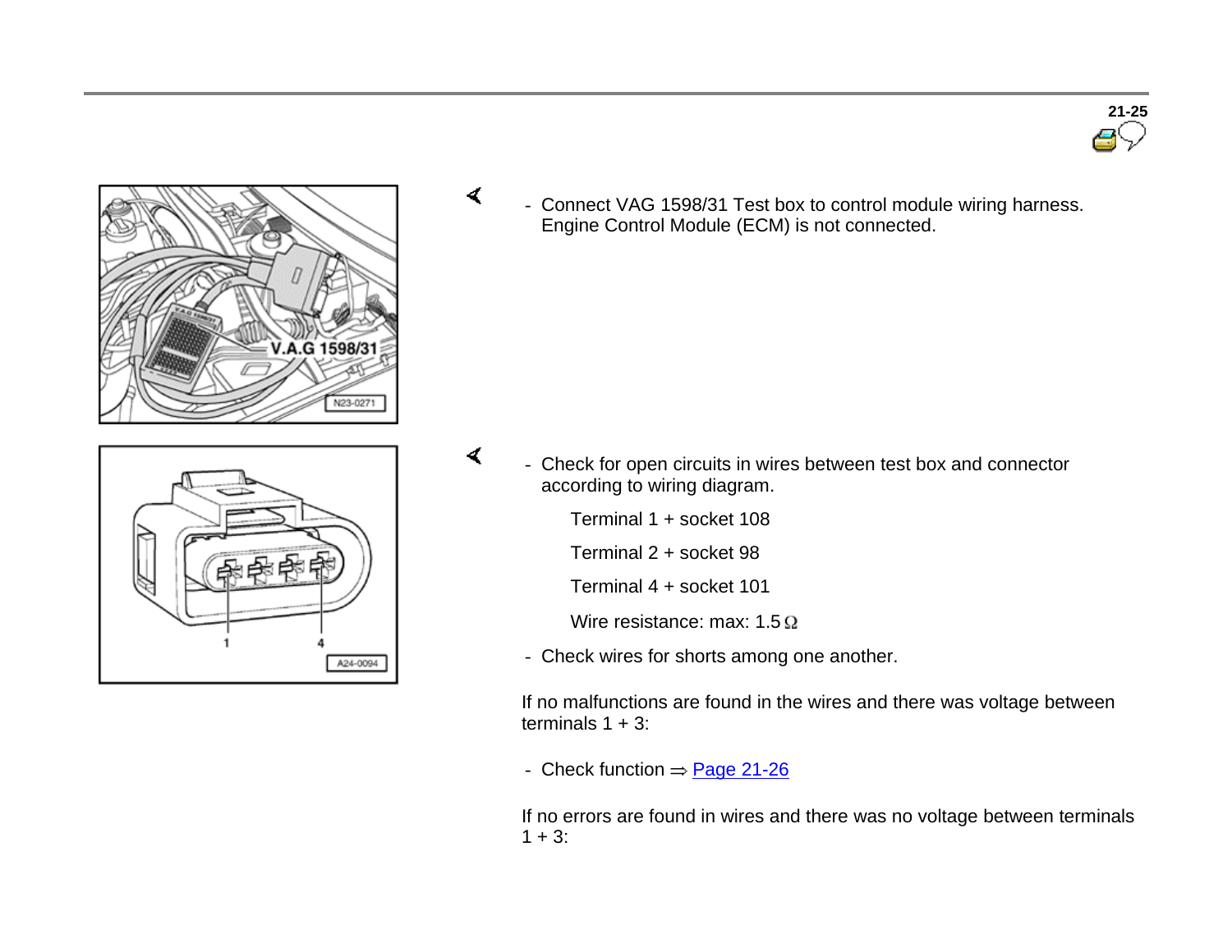- Connect VAG 1598/31 Test box to control module wiring harness. Engine Control Module (ECM) is not connected.

- Check for open circuits in wires between test box and connector according to wiring diagram.

  Terminal 1 + socket 108

  Terminal 2 + socket 98

  Terminal 4 + socket 101

  Wire resistance: max: 1.5 Ω

- Check wires for shorts among one another.

If no malfunctions are found in the wires and there was voltage between terminals 1 + 3:

- Check function ⇒ Page 21-26

If no errors are found in wires and there was no voltage between terminals 1 + 3: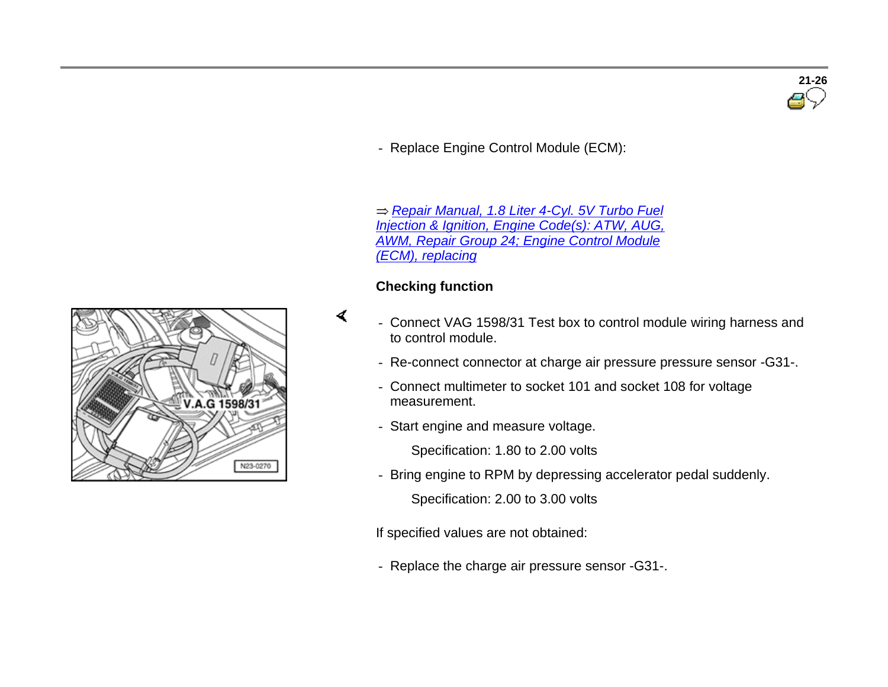- Replace Engine Control Module (ECM):

⇒ *Repair Manual, 1.8 Liter 4-Cyl. 5V Turbo Fuel Injection & Ignition, Engine Code(s): ATW, AUG, AWM, Repair Group 24; Engine Control Module (ECM), replacing*

**Checking function**

- Connect VAG 1598/31 Test box to control module wiring harness and to control module.
- Re-connect connector at charge air pressure pressure sensor -G31-.
- Connect multimeter to socket 101 and socket 108 for voltage measurement.
- Start engine and measure voltage.

  Specification: 1.80 to 2.00 volts

- Bring engine to RPM by depressing accelerator pedal suddenly.

  Specification: 2.00 to 3.00 volts

If specified values are not obtained:

- Replace the charge air pressure sensor -G31-.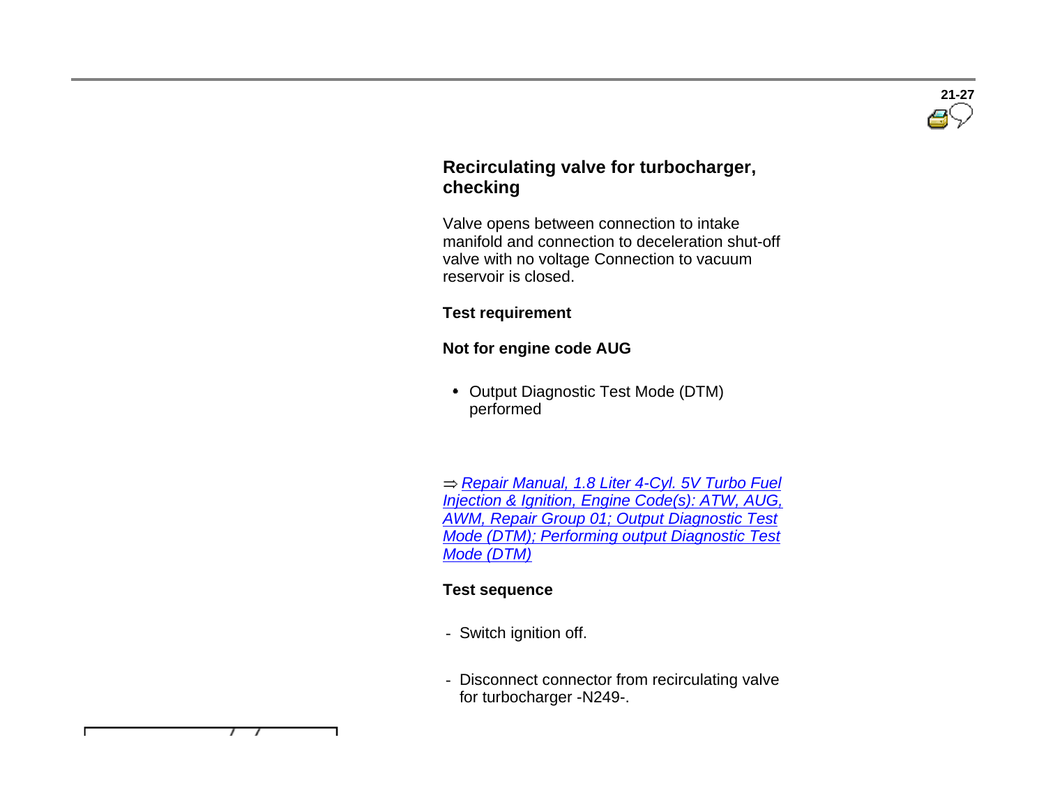## Recirculating valve for turbocharger, checking

Valve opens between connection to intake manifold and connection to deceleration shut-off valve with no voltage Connection to vacuum reservoir is closed.

**Test requirement**

**Not for engine code AUG**

- Output Diagnostic Test Mode (DTM) performed

⇒ *Repair Manual, 1.8 Liter 4-Cyl. 5V Turbo Fuel Injection & Ignition, Engine Code(s): ATW, AUG, AWM, Repair Group 01; Output Diagnostic Test Mode (DTM); Performing output Diagnostic Test Mode (DTM)*

**Test sequence**

- Switch ignition off.

- Disconnect connector from recirculating valve for turbocharger -N249-.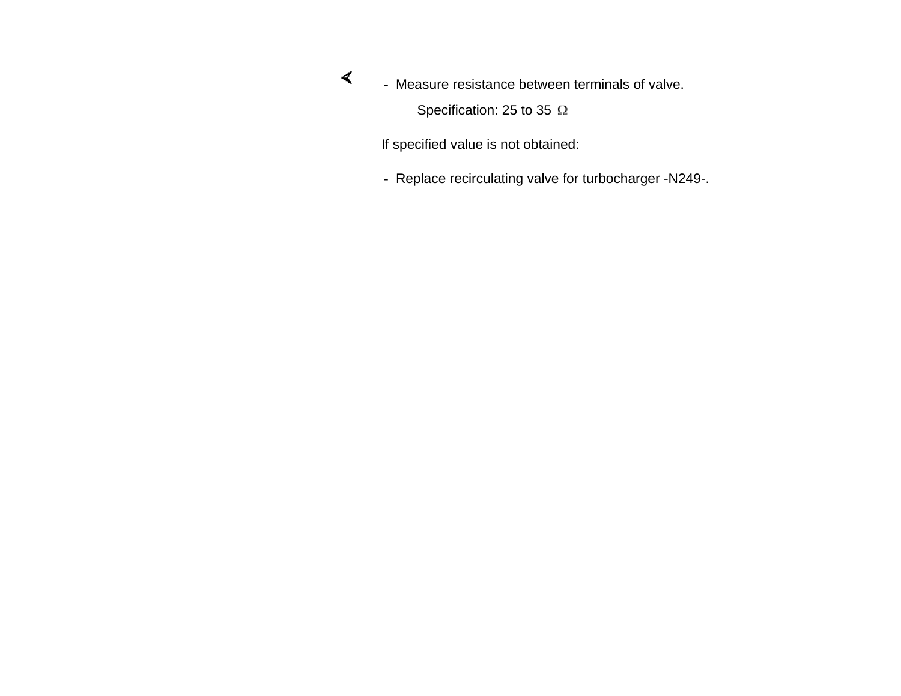- Measure resistance between terminals of valve.

  Specification: 25 to 35 Ω

If specified value is not obtained:

- Replace recirculating valve for turbocharger -N249-.